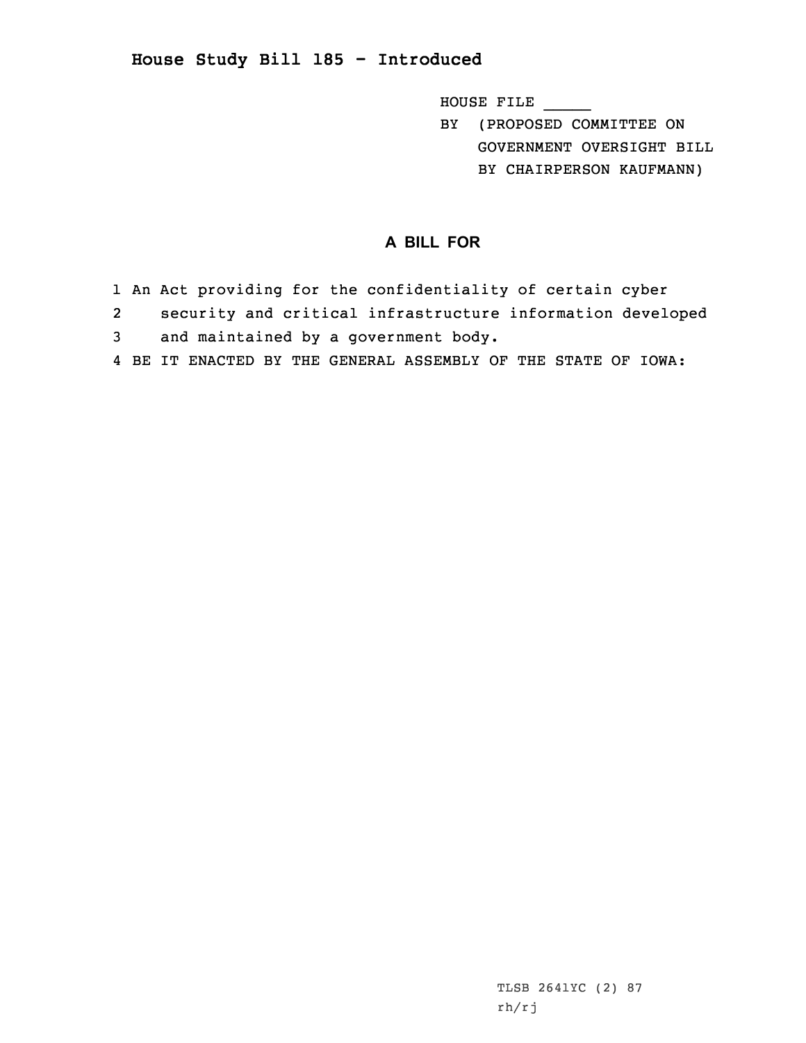# House Study Bill 185 - Introduced

HOUSE FILE _____

BY (PROPOSED COMMITTEE ON GOVERNMENT OVERSIGHT BILL BY CHAIRPERSON KAUFMANN)

## A BILL FOR

1 An Act providing for the confidentiality of certain cyber
2 security and critical infrastructure information developed
3 and maintained by a government body.
4 BE IT ENACTED BY THE GENERAL ASSEMBLY OF THE STATE OF IOWA:

TLSB 2641YC (2) 87
rh/rj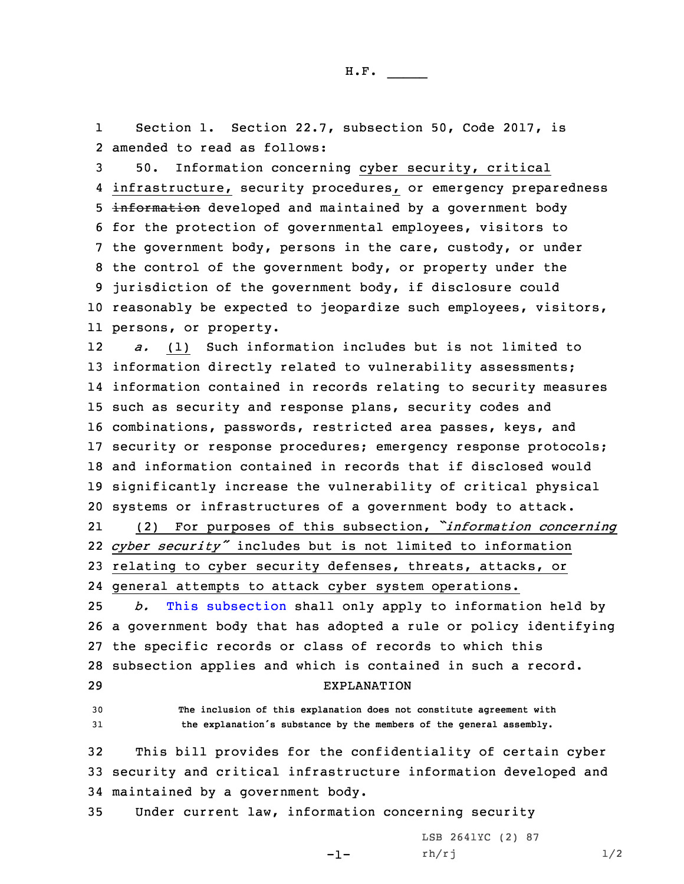H.F. _____

Section 1. Section 22.7, subsection 50, Code 2017, is amended to read as follows:

50. Information concerning cyber security, critical infrastructure, security procedures, or emergency preparedness ~~information~~ developed and maintained by a government body for the protection of governmental employees, visitors to the government body, persons in the care, custody, or under the control of the government body, or property under the jurisdiction of the government body, if disclosure could reasonably be expected to jeopardize such employees, visitors, persons, or property.

*a.* (1) Such information includes but is not limited to information directly related to vulnerability assessments; information contained in records relating to security measures such as security and response plans, security codes and combinations, passwords, restricted area passes, keys, and security or response procedures; emergency response protocols; and information contained in records that if disclosed would significantly increase the vulnerability of critical physical systems or infrastructures of a government body to attack.

(2) For purposes of this subsection, *"information concerning cyber security"* includes but is not limited to information relating to cyber security defenses, threats, attacks, or general attempts to attack cyber system operations.

*b.* This subsection shall only apply to information held by a government body that has adopted a rule or policy identifying the specific records or class of records to which this subsection applies and which is contained in such a record.

EXPLANATION

The inclusion of this explanation does not constitute agreement with the explanation's substance by the members of the general assembly.

This bill provides for the confidentiality of certain cyber security and critical infrastructure information developed and maintained by a government body.

Under current law, information concerning security

LSB 2641YC (2) 87
rh/rj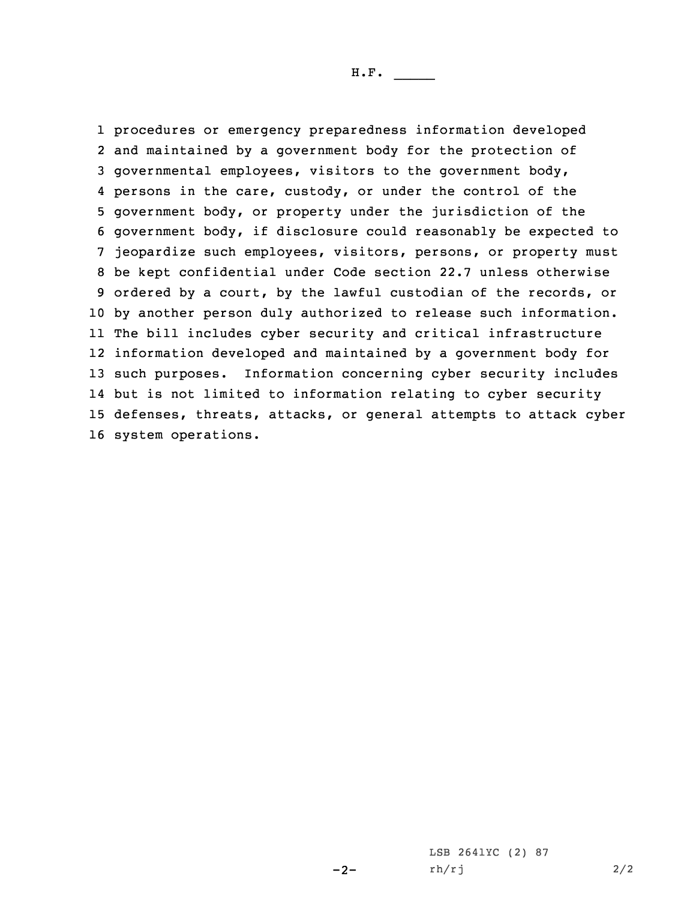procedures or emergency preparedness information developed and maintained by a government body for the protection of governmental employees, visitors to the government body, persons in the care, custody, or under the control of the government body, or property under the jurisdiction of the government body, if disclosure could reasonably be expected to jeopardize such employees, visitors, persons, or property must be kept confidential under Code section 22.7 unless otherwise ordered by a court, by the lawful custodian of the records, or by another person duly authorized to release such information. The bill includes cyber security and critical infrastructure information developed and maintained by a government body for such purposes. Information concerning cyber security includes but is not limited to information relating to cyber security defenses, threats, attacks, or general attempts to attack cyber system operations.